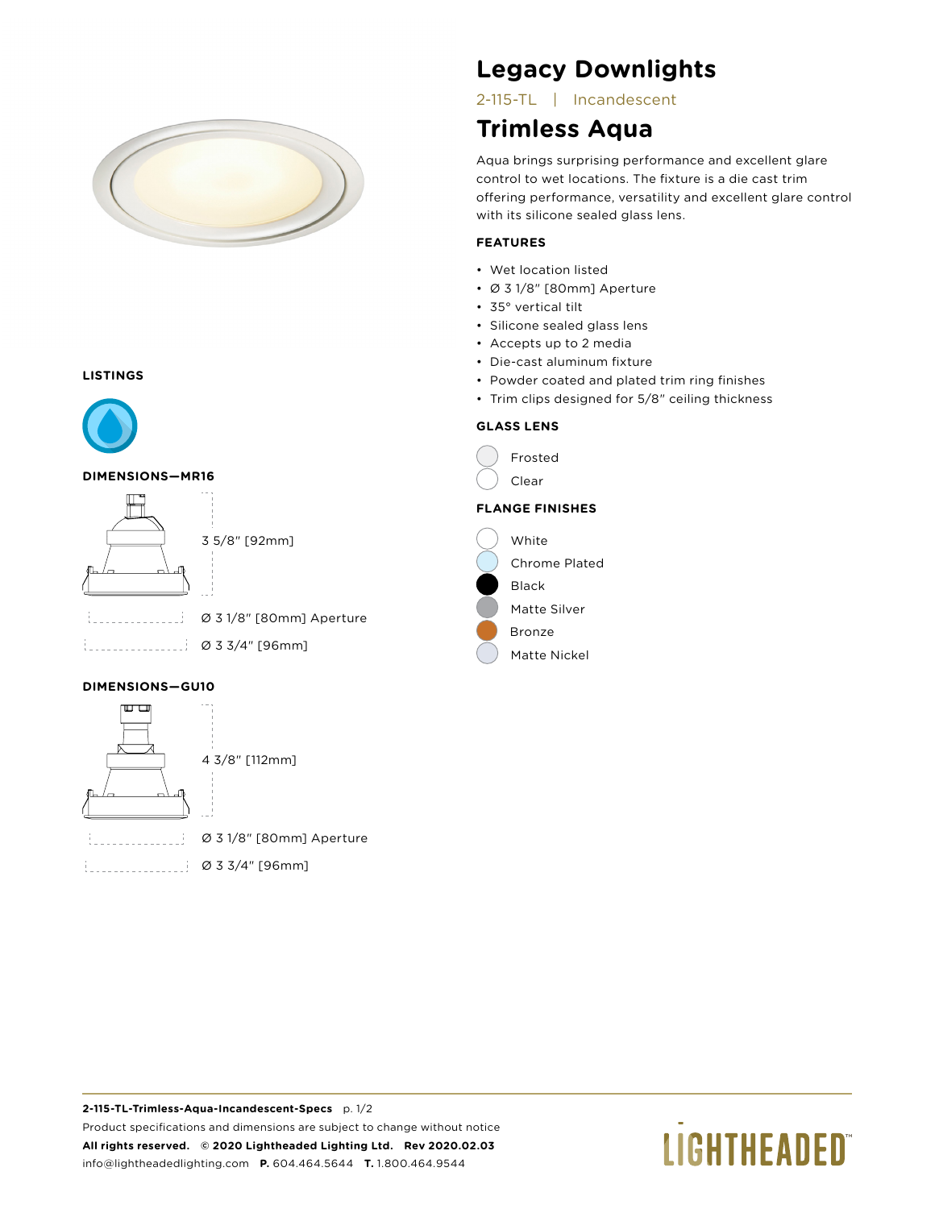# Legacy Downlights

2-115-TL | Incandescent

## Trimless Aqua

Aqua brings surprising performance and excellent glare control to wet locations. The fixture is a die cast trim offering performance, versatility and excellent glare control with its silicone sealed glass lens.

### FEATURES

- Wet location listed
- Ø 3 1/8" [80mm] Aperture
- 35° vertical tilt
- Silicone sealed glass lens
- Accepts up to 2 media
- Die-cast aluminum fixture
- Powder coated and plated trim ring finishes
- Trim clips designed for 5/8" ceiling thickness

### GLASS LENS

- Frosted
- Clear

### FLANGE FINISHES

- White
- Chrome Plated
- Black
- Matte Silver
- Bronze
- Matte Nickel

### LISTINGS

### DIMENSIONS—MR16

3 5/8" [92mm]

Ø 3 1/8" [80mm] Aperture

Ø 3 3/4" [96mm]

### DIMENSIONS—GU10

4 3/8" [112mm]

Ø 3 1/8" [80mm] Aperture

Ø 3 3/4" [96mm]

**2-115-TL-Trimless-Aqua-Incandescent-Specs** p. 1/2

Product specifications and dimensions are subject to change without notice

**All rights reserved. © 2020 Lightheaded Lighting Ltd. Rev 2020.02.03**

info@lightheadedlighting.com **P.** 604.464.5644 **T.** 1.800.464.9544

LIGHTHEADED™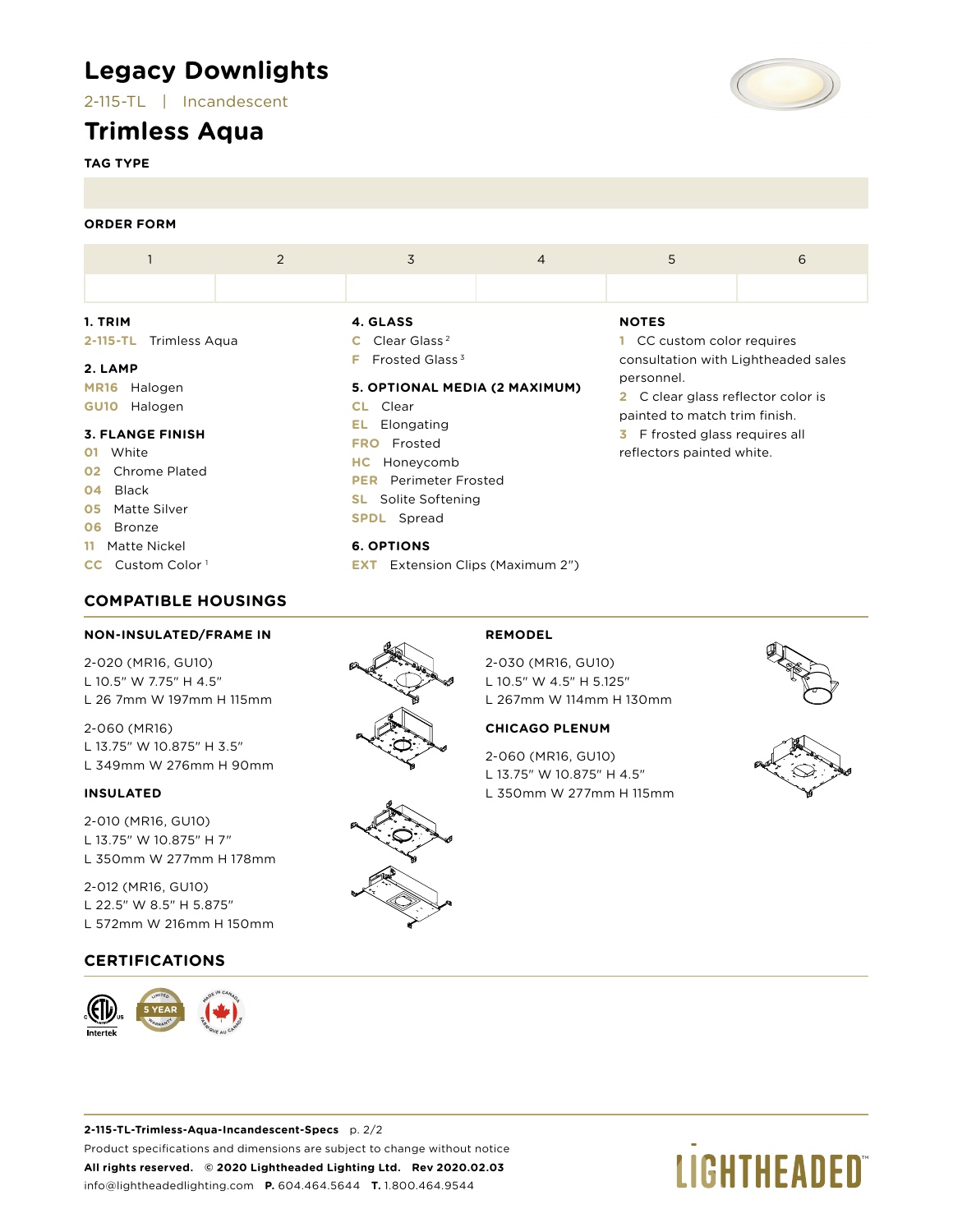# Legacy Downlights

2-115-TL | Incandescent

# Trimless Aqua

**TAG TYPE**

**ORDER FORM**

| 1 | 2 | 3 | 4 | 5 | 6 |
|---|---|---|---|---|---|
| | | | | | |

### 1. TRIM
**2-115-TL** Trimless Aqua

### 2. LAMP
**MR16** Halogen
**GU10** Halogen

### 3. FLANGE FINISH
**01** White
**02** Chrome Plated
**04** Black
**05** Matte Silver
**06** Bronze
**11** Matte Nickel
**CC** Custom Color [1]

### 4. GLASS
**C** Clear Glass [2]
**F** Frosted Glass [3]

### 5. OPTIONAL MEDIA (2 MAXIMUM)
**CL** Clear
**EL** Elongating
**FRO** Frosted
**HC** Honeycomb
**PER** Perimeter Frosted
**SL** Solite Softening
**SPDL** Spread

### 6. OPTIONS
**EXT** Extension Clips (Maximum 2")

### NOTES
1 CC custom color requires consultation with Lightheaded sales personnel.
2 C clear glass reflector color is painted to match trim finish.
3 F frosted glass requires all reflectors painted white.

## COMPATIBLE HOUSINGS

### NON-INSULATED/FRAME IN

2-020 (MR16, GU10)
L 10.5" W 7.75" H 4.5"
L 26 7mm W 197mm H 115mm

2-060 (MR16)
L 13.75" W 10.875" H 3.5"
L 349mm W 276mm H 90mm

### INSULATED

2-010 (MR16, GU10)
L 13.75" W 10.875" H 7"
L 350mm W 277mm H 178mm

2-012 (MR16, GU10)
L 22.5" W 8.5" H 5.875"
L 572mm W 216mm H 150mm

### REMODEL

2-030 (MR16, GU10)
L 10.5" W 4.5" H 5.125"
L 267mm W 114mm H 130mm

### CHICAGO PLENUM

2-060 (MR16, GU10)
L 13.75" W 10.875" H 4.5"
L 350mm W 277mm H 115mm

## CERTIFICATIONS

**2-115-TL-Trimless-Aqua-Incandescent-Specs** p. 2/2
Product specifications and dimensions are subject to change without notice
**All rights reserved. © 2020 Lightheaded Lighting Ltd. Rev 2020.02.03**
info@lightheadedlighting.com **P.** 604.464.5644 **T.** 1.800.464.9544

LIGHTHEADED